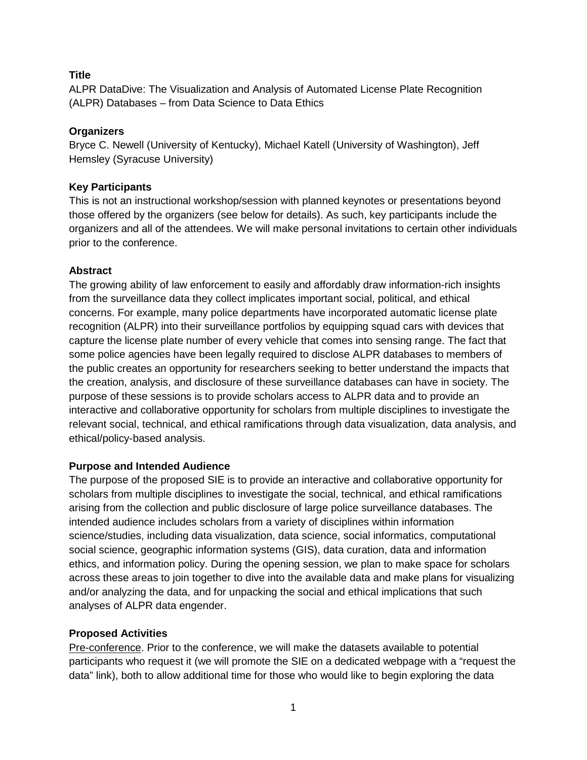**Title**

ALPR DataDive: The Visualization and Analysis of Automated License Plate Recognition (ALPR) Databases – from Data Science to Data Ethics

**Organizers**

Bryce C. Newell (University of Kentucky), Michael Katell (University of Washington), Jeff Hemsley (Syracuse University)

**Key Participants**

This is not an instructional workshop/session with planned keynotes or presentations beyond those offered by the organizers (see below for details). As such, key participants include the organizers and all of the attendees. We will make personal invitations to certain other individuals prior to the conference.

**Abstract**

The growing ability of law enforcement to easily and affordably draw information-rich insights from the surveillance data they collect implicates important social, political, and ethical concerns. For example, many police departments have incorporated automatic license plate recognition (ALPR) into their surveillance portfolios by equipping squad cars with devices that capture the license plate number of every vehicle that comes into sensing range. The fact that some police agencies have been legally required to disclose ALPR databases to members of the public creates an opportunity for researchers seeking to better understand the impacts that the creation, analysis, and disclosure of these surveillance databases can have in society. The purpose of these sessions is to provide scholars access to ALPR data and to provide an interactive and collaborative opportunity for scholars from multiple disciplines to investigate the relevant social, technical, and ethical ramifications through data visualization, data analysis, and ethical/policy-based analysis.

**Purpose and Intended Audience**

The purpose of the proposed SIE is to provide an interactive and collaborative opportunity for scholars from multiple disciplines to investigate the social, technical, and ethical ramifications arising from the collection and public disclosure of large police surveillance databases. The intended audience includes scholars from a variety of disciplines within information science/studies, including data visualization, data science, social informatics, computational social science, geographic information systems (GIS), data curation, data and information ethics, and information policy. During the opening session, we plan to make space for scholars across these areas to join together to dive into the available data and make plans for visualizing and/or analyzing the data, and for unpacking the social and ethical implications that such analyses of ALPR data engender.

**Proposed Activities**

Pre-conference. Prior to the conference, we will make the datasets available to potential participants who request it (we will promote the SIE on a dedicated webpage with a "request the data" link), both to allow additional time for those who would like to begin exploring the data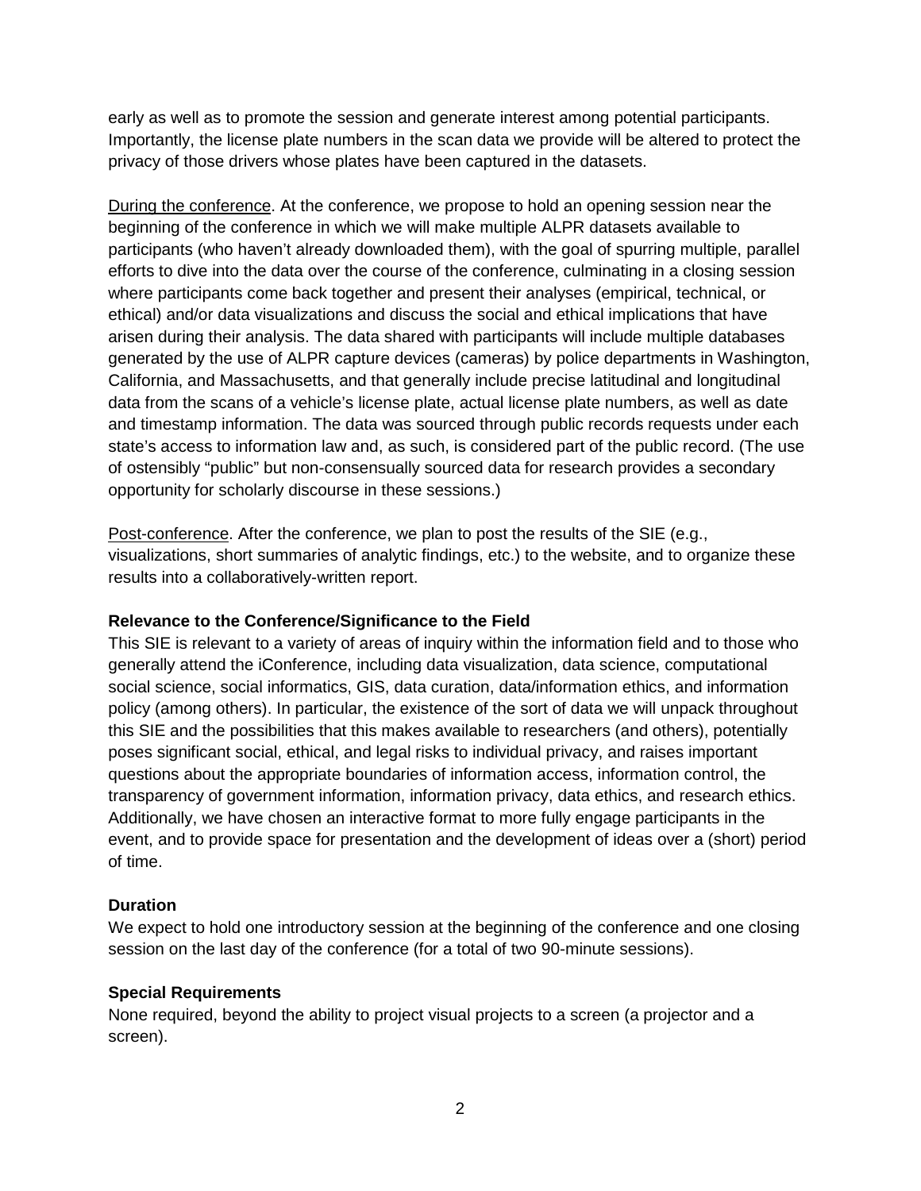early as well as to promote the session and generate interest among potential participants. Importantly, the license plate numbers in the scan data we provide will be altered to protect the privacy of those drivers whose plates have been captured in the datasets.

<u>During the conference</u>. At the conference, we propose to hold an opening session near the beginning of the conference in which we will make multiple ALPR datasets available to participants (who haven't already downloaded them), with the goal of spurring multiple, parallel efforts to dive into the data over the course of the conference, culminating in a closing session where participants come back together and present their analyses (empirical, technical, or ethical) and/or data visualizations and discuss the social and ethical implications that have arisen during their analysis. The data shared with participants will include multiple databases generated by the use of ALPR capture devices (cameras) by police departments in Washington, California, and Massachusetts, and that generally include precise latitudinal and longitudinal data from the scans of a vehicle's license plate, actual license plate numbers, as well as date and timestamp information. The data was sourced through public records requests under each state's access to information law and, as such, is considered part of the public record. (The use of ostensibly "public" but non-consensually sourced data for research provides a secondary opportunity for scholarly discourse in these sessions.)

<u>Post-conference</u>. After the conference, we plan to post the results of the SIE (e.g., visualizations, short summaries of analytic findings, etc.) to the website, and to organize these results into a collaboratively-written report.

**Relevance to the Conference/Significance to the Field**

This SIE is relevant to a variety of areas of inquiry within the information field and to those who generally attend the iConference, including data visualization, data science, computational social science, social informatics, GIS, data curation, data/information ethics, and information policy (among others). In particular, the existence of the sort of data we will unpack throughout this SIE and the possibilities that this makes available to researchers (and others), potentially poses significant social, ethical, and legal risks to individual privacy, and raises important questions about the appropriate boundaries of information access, information control, the transparency of government information, information privacy, data ethics, and research ethics. Additionally, we have chosen an interactive format to more fully engage participants in the event, and to provide space for presentation and the development of ideas over a (short) period of time.

**Duration**

We expect to hold one introductory session at the beginning of the conference and one closing session on the last day of the conference (for a total of two 90-minute sessions).

**Special Requirements**

None required, beyond the ability to project visual projects to a screen (a projector and a screen).